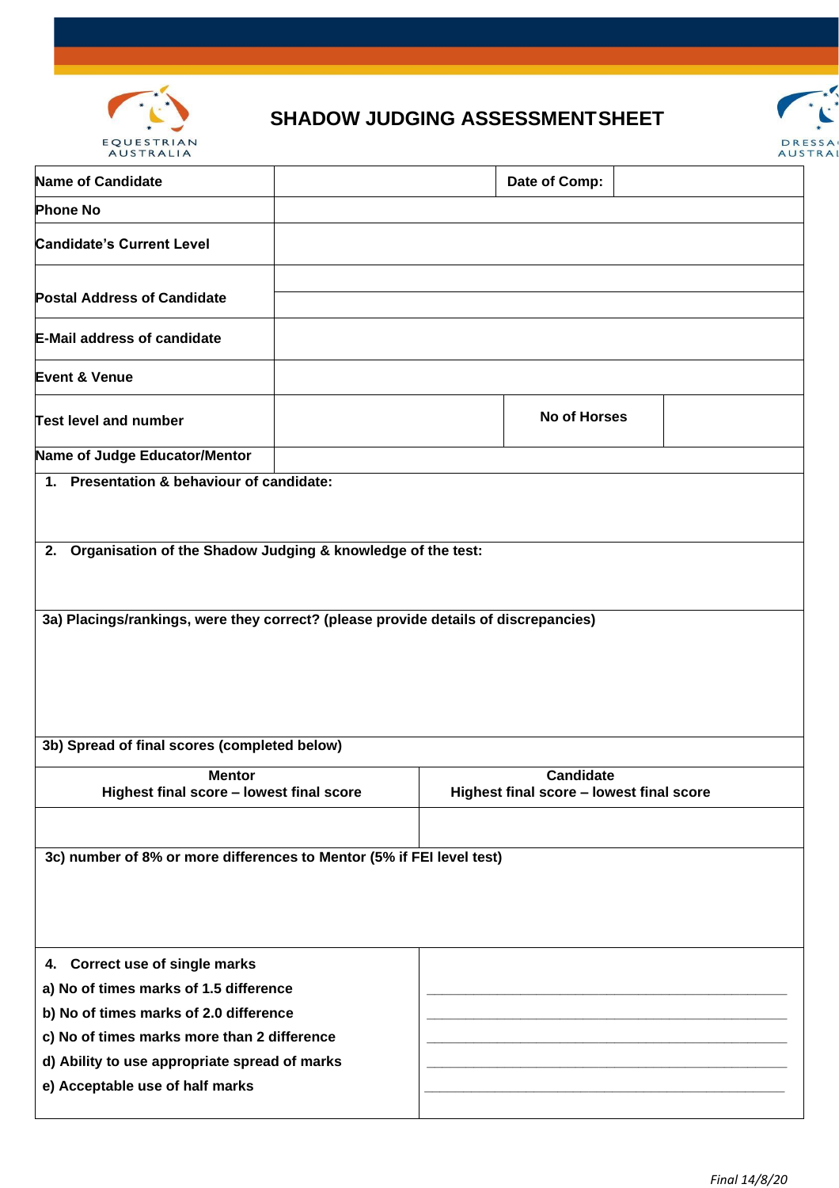# SHADOW JUDGING ASSESSMENT SHEET

| | | | |
|---|---|---|---|
| **Name of Candidate** | | **Date of Comp:** | |
| **Phone No** | | | |
| **Candidate's Current Level** | | | |
| **Postal Address of Candidate** | | | |
| **E-Mail address of candidate** | | | |
| **Event & Venue** | | | |
| **Test level and number** | | **No of Horses** | |
| **Name of Judge Educator/Mentor** | | | |

**1. Presentation & behaviour of candidate:**

**2. Organisation of the Shadow Judging & knowledge of the test:**

**3a) Placings/rankings, were they correct? (please provide details of discrepancies)**

**3b) Spread of final scores (completed below)**

| **Mentor**<br>**Highest final score – lowest final score** | **Candidate**<br>**Highest final score – lowest final score** |
|---|---|
| | |

**3c) number of 8% or more differences to Mentor (5% if FEI level test)**

| | |
|---|---|
| **4. Correct use of single marks** | |
| **a) No of times marks of 1.5 difference** | ______________________________ |
| **b) No of times marks of 2.0 difference** | ______________________________ |
| **c) No of times marks more than 2 difference** | ______________________________ |
| **d) Ability to use appropriate spread of marks** | ______________________________ |
| **e) Acceptable use of half marks** | ______________________________ |

*Final 14/8/20*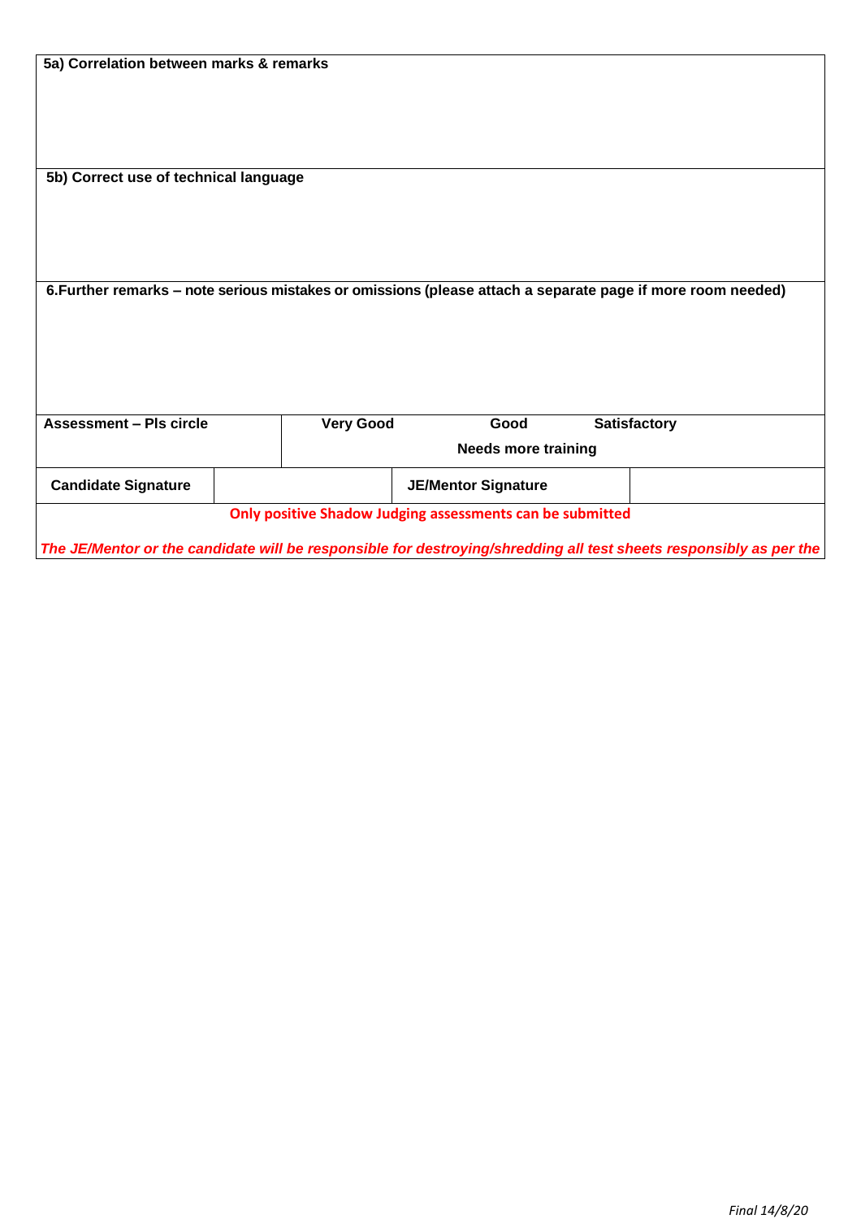**5a) Correlation between marks & remarks**

**5b) Correct use of technical language**

**6.Further remarks – note serious mistakes or omissions (please attach a separate page if more room needed)**

| | | | |
|---|---|---|---|
| **Assessment – Pls circle** | **Very Good** &nbsp;&nbsp; **Good** &nbsp;&nbsp; **Satisfactory** <br> **Needs more training** | | |
| **Candidate Signature** | | **JE/Mentor Signature** | |

**Only positive Shadow Judging assessments can be submitted**

***The JE/Mentor or the candidate will be responsible for destroying/shredding all test sheets responsibly as per the***

*Final 14/8/20*